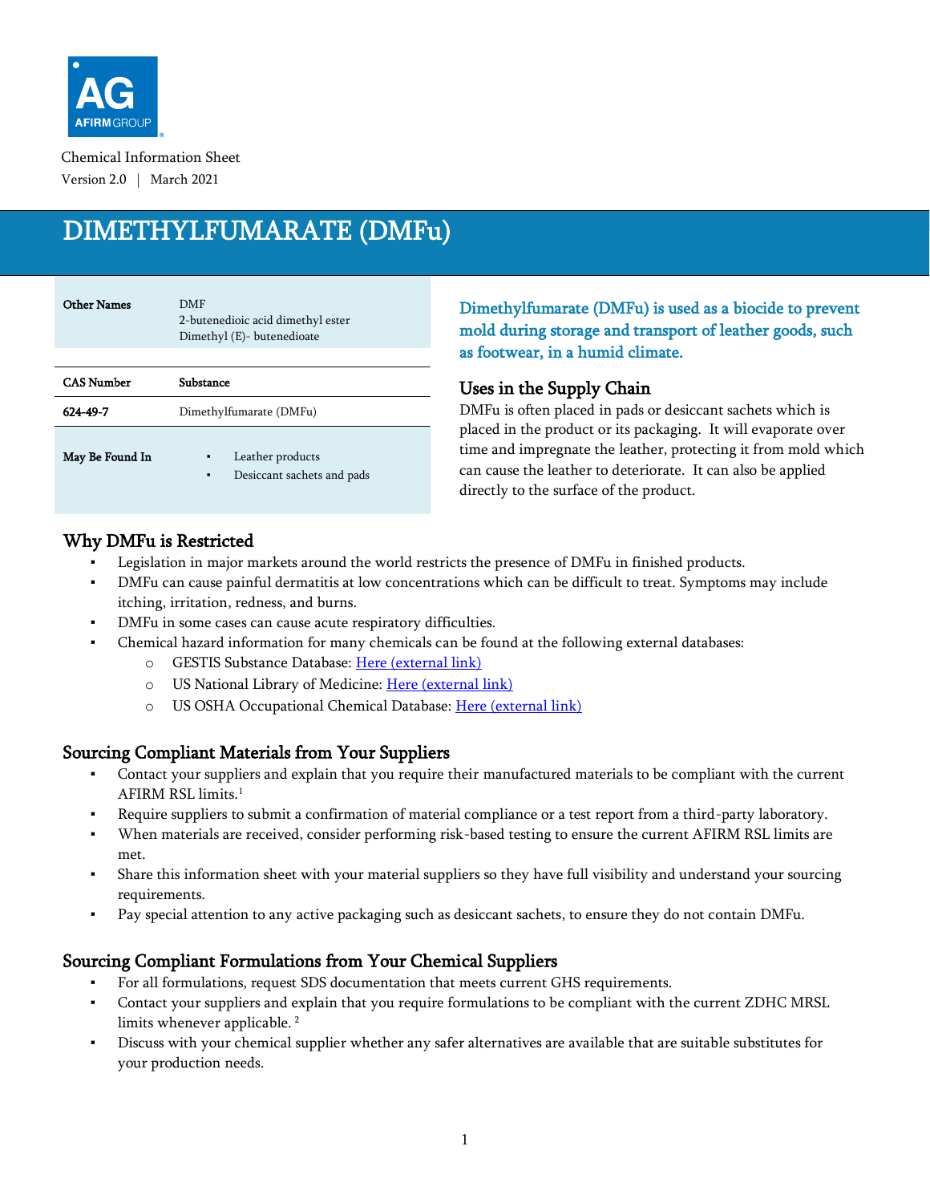Chemical Information Sheet

Version 2.0 | March 2021

# DIMETHYLFUMARATE (DMFu)

| Other Names | DMF<br>2-butenedioic acid dimethyl ester<br>Dimethyl (E)- butenedioate |
|---|---|

| CAS Number | Substance |
|---|---|
| 624-49-7 | Dimethylfumarate (DMFu) |

| May Be Found In | ▪ Leather products<br>▪ Desiccant sachets and pads |
|---|---|

**Dimethylfumarate (DMFu) is used as a biocide to prevent mold during storage and transport of leather goods, such as footwear, in a humid climate.**

## Uses in the Supply Chain

DMFu is often placed in pads or desiccant sachets which is placed in the product or its packaging. It will evaporate over time and impregnate the leather, protecting it from mold which can cause the leather to deteriorate. It can also be applied directly to the surface of the product.

## Why DMFu is Restricted

- Legislation in major markets around the world restricts the presence of DMFu in finished products.
- DMFu can cause painful dermatitis at low concentrations which can be difficult to treat. Symptoms may include itching, irritation, redness, and burns.
- DMFu in some cases can cause acute respiratory difficulties.
- Chemical hazard information for many chemicals can be found at the following external databases:
  - GESTIS Substance Database: Here (external link)
  - US National Library of Medicine: Here (external link)
  - US OSHA Occupational Chemical Database: Here (external link)

## Sourcing Compliant Materials from Your Suppliers

- Contact your suppliers and explain that you require their manufactured materials to be compliant with the current AFIRM RSL limits.[1]
- Require suppliers to submit a confirmation of material compliance or a test report from a third-party laboratory.
- When materials are received, consider performing risk-based testing to ensure the current AFIRM RSL limits are met.
- Share this information sheet with your material suppliers so they have full visibility and understand your sourcing requirements.
- Pay special attention to any active packaging such as desiccant sachets, to ensure they do not contain DMFu.

## Sourcing Compliant Formulations from Your Chemical Suppliers

- For all formulations, request SDS documentation that meets current GHS requirements.
- Contact your suppliers and explain that you require formulations to be compliant with the current ZDHC MRSL limits whenever applicable.[2]
- Discuss with your chemical supplier whether any safer alternatives are available that are suitable substitutes for your production needs.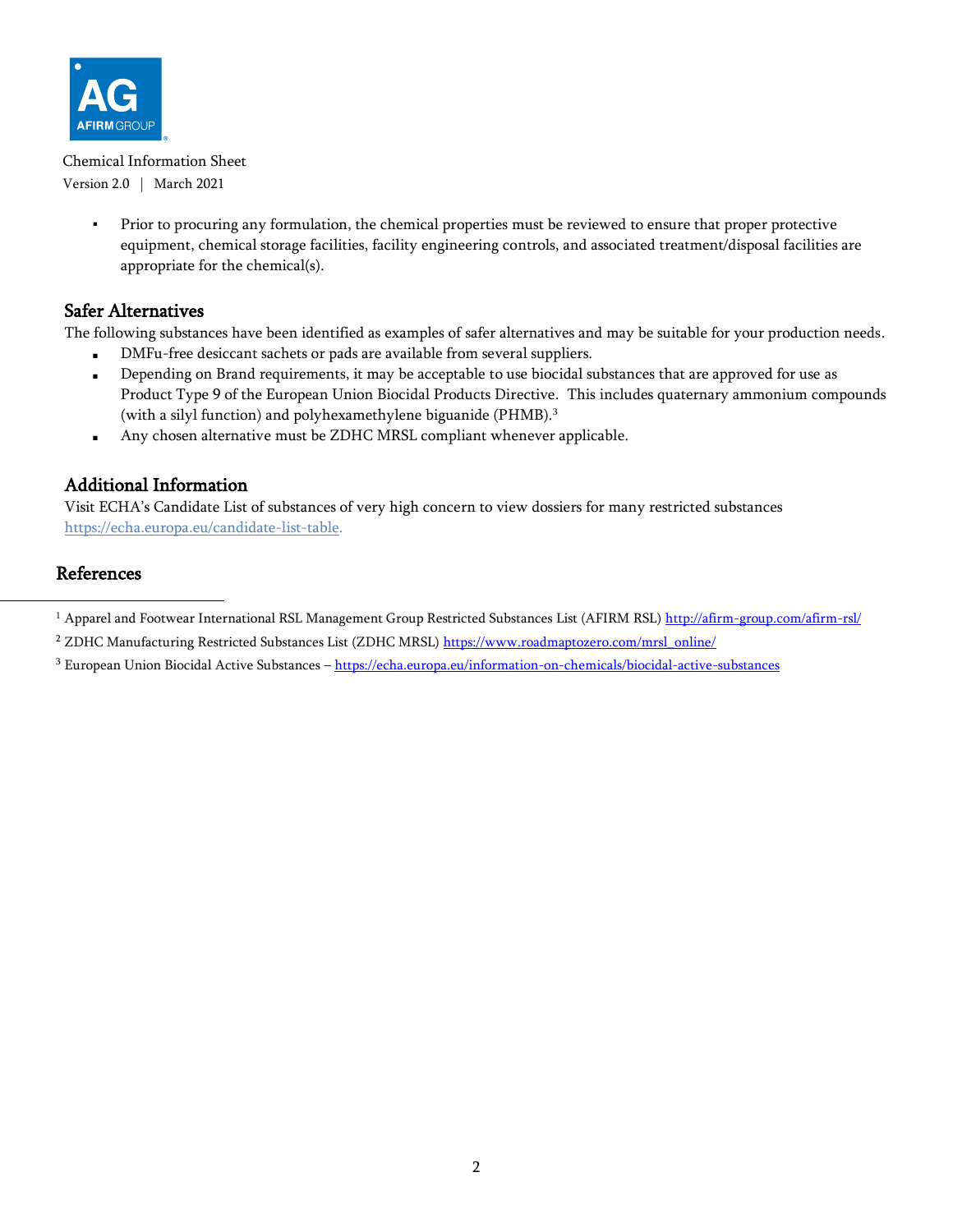- Prior to procuring any formulation, the chemical properties must be reviewed to ensure that proper protective equipment, chemical storage facilities, facility engineering controls, and associated treatment/disposal facilities are appropriate for the chemical(s).

## Safer Alternatives

The following substances have been identified as examples of safer alternatives and may be suitable for your production needs.

- DMFu-free desiccant sachets or pads are available from several suppliers.
- Depending on Brand requirements, it may be acceptable to use biocidal substances that are approved for use as Product Type 9 of the European Union Biocidal Products Directive. This includes quaternary ammonium compounds (with a silyl function) and polyhexamethylene biguanide (PHMB).[3]
- Any chosen alternative must be ZDHC MRSL compliant whenever applicable.

## Additional Information

Visit ECHA's Candidate List of substances of very high concern to view dossiers for many restricted substances https://echa.europa.eu/candidate-list-table.

## References

[1] Apparel and Footwear International RSL Management Group Restricted Substances List (AFIRM RSL) http://afirm-group.com/afirm-rsl/

[2] ZDHC Manufacturing Restricted Substances List (ZDHC MRSL) https://www.roadmaptozero.com/mrsl_online/

[3] European Union Biocidal Active Substances – https://echa.europa.eu/information-on-chemicals/biocidal-active-substances